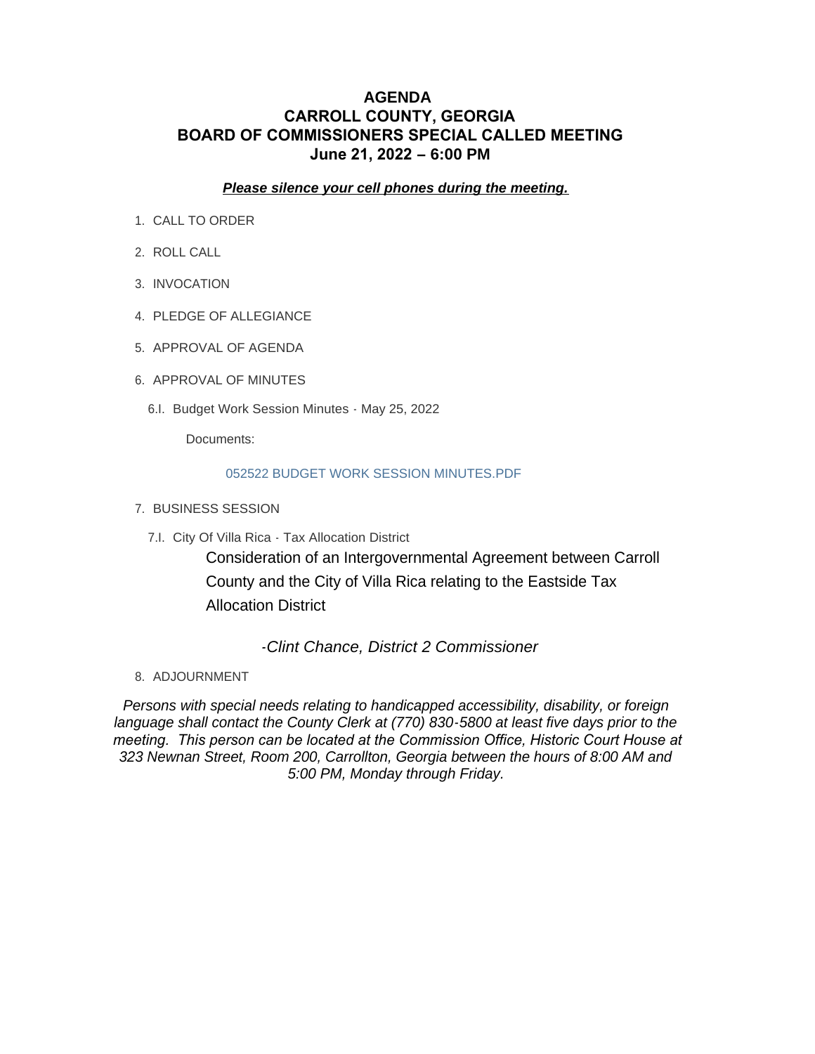# AGENDA
# CARROLL COUNTY, GEORGIA
# BOARD OF COMMISSIONERS SPECIAL CALLED MEETING
# June 21, 2022 – 6:00 PM

***Please silence your cell phones during the meeting.***

1. CALL TO ORDER
2. ROLL CALL
3. INVOCATION
4. PLEDGE OF ALLEGIANCE
5. APPROVAL OF AGENDA
6. APPROVAL OF MINUTES
   - 6.I. Budget Work Session Minutes - May 25, 2022

     Documents:

     052522 BUDGET WORK SESSION MINUTES.PDF
7. BUSINESS SESSION
   - 7.I. City Of Villa Rica - Tax Allocation District

     Consideration of an Intergovernmental Agreement between Carroll County and the City of Villa Rica relating to the Eastside Tax Allocation District

     *-Clint Chance, District 2 Commissioner*
8. ADJOURNMENT

*Persons with special needs relating to handicapped accessibility, disability, or foreign language shall contact the County Clerk at (770) 830-5800 at least five days prior to the meeting. This person can be located at the Commission Office, Historic Court House at 323 Newnan Street, Room 200, Carrollton, Georgia between the hours of 8:00 AM and 5:00 PM, Monday through Friday.*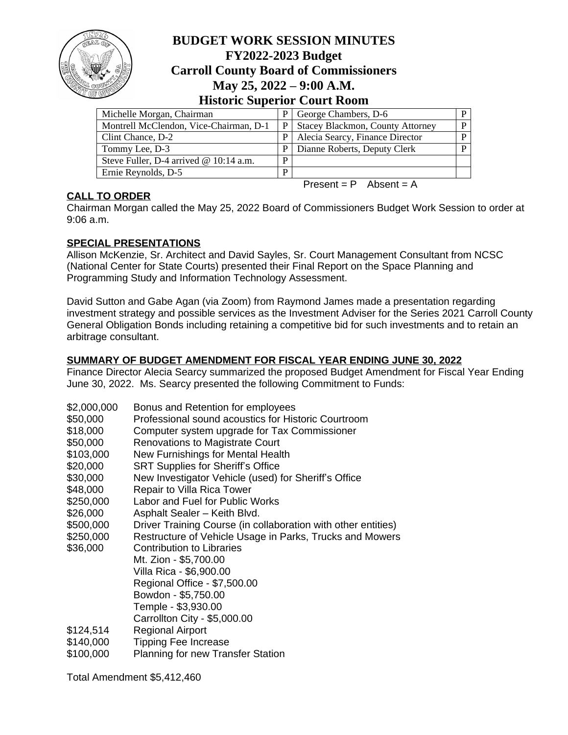# BUDGET WORK SESSION MINUTES
# FY2022-2023 Budget
# Carroll County Board of Commissioners
# May 25, 2022 – 9:00 A.M.
# Historic Superior Court Room

| | | | |
|---|---|---|---|
| Michelle Morgan, Chairman | P | George Chambers, D-6 | P |
| Montrell McClendon, Vice-Chairman, D-1 | P | Stacey Blackmon, County Attorney | P |
| Clint Chance, D-2 | P | Alecia Searcy, Finance Director | P |
| Tommy Lee, D-3 | P | Dianne Roberts, Deputy Clerk | P |
| Steve Fuller, D-4 arrived @ 10:14 a.m. | P | | |
| Ernie Reynolds, D-5 | P | | |

Present = P  Absent = A

## CALL TO ORDER

Chairman Morgan called the May 25, 2022 Board of Commissioners Budget Work Session to order at 9:06 a.m.

## SPECIAL PRESENTATIONS

Allison McKenzie, Sr. Architect and David Sayles, Sr. Court Management Consultant from NCSC (National Center for State Courts) presented their Final Report on the Space Planning and Programming Study and Information Technology Assessment.

David Sutton and Gabe Agan (via Zoom) from Raymond James made a presentation regarding investment strategy and possible services as the Investment Adviser for the Series 2021 Carroll County General Obligation Bonds including retaining a competitive bid for such investments and to retain an arbitrage consultant.

## SUMMARY OF BUDGET AMENDMENT FOR FISCAL YEAR ENDING JUNE 30, 2022

Finance Director Alecia Searcy summarized the proposed Budget Amendment for Fiscal Year Ending June 30, 2022. Ms. Searcy presented the following Commitment to Funds:

| | |
|---|---|
| $2,000,000 | Bonus and Retention for employees |
| $50,000 | Professional sound acoustics for Historic Courtroom |
| $18,000 | Computer system upgrade for Tax Commissioner |
| $50,000 | Renovations to Magistrate Court |
| $103,000 | New Furnishings for Mental Health |
| $20,000 | SRT Supplies for Sheriff's Office |
| $30,000 | New Investigator Vehicle (used) for Sheriff's Office |
| $48,000 | Repair to Villa Rica Tower |
| $250,000 | Labor and Fuel for Public Works |
| $26,000 | Asphalt Sealer – Keith Blvd. |
| $500,000 | Driver Training Course (in collaboration with other entities) |
| $250,000 | Restructure of Vehicle Usage in Parks, Trucks and Mowers |
| $36,000 | Contribution to Libraries<br>Mt. Zion - $5,700.00<br>Villa Rica - $6,900.00<br>Regional Office - $7,500.00<br>Bowdon - $5,750.00<br>Temple - $3,930.00<br>Carrollton City - $5,000.00 |
| $124,514 | Regional Airport |
| $140,000 | Tipping Fee Increase |
| $100,000 | Planning for new Transfer Station |

Total Amendment $5,412,460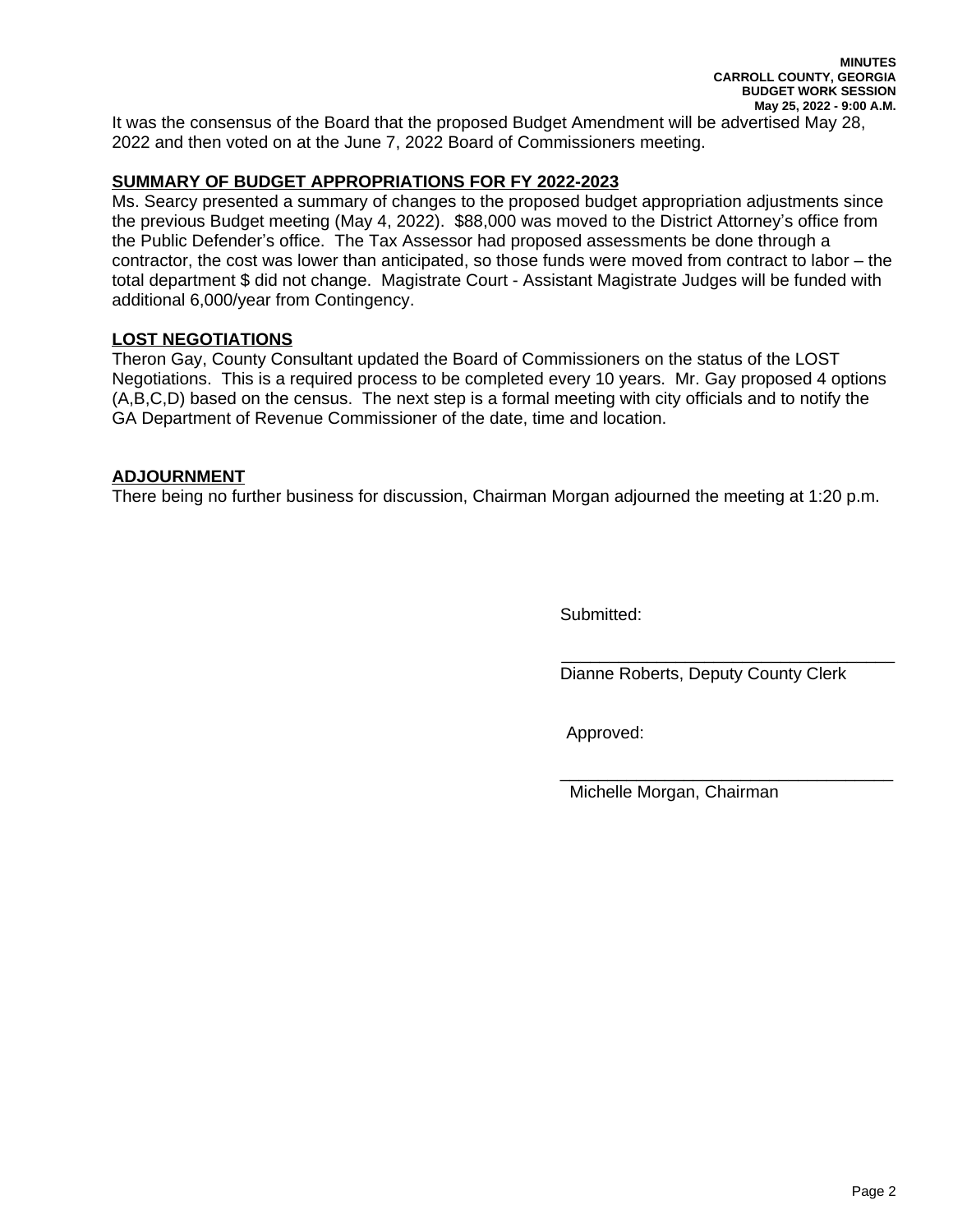It was the consensus of the Board that the proposed Budget Amendment will be advertised May 28, 2022 and then voted on at the June 7, 2022 Board of Commissioners meeting.

**SUMMARY OF BUDGET APPROPRIATIONS FOR FY 2022-2023**

Ms. Searcy presented a summary of changes to the proposed budget appropriation adjustments since the previous Budget meeting (May 4, 2022). $88,000 was moved to the District Attorney's office from the Public Defender's office. The Tax Assessor had proposed assessments be done through a contractor, the cost was lower than anticipated, so those funds were moved from contract to labor – the total department $ did not change. Magistrate Court - Assistant Magistrate Judges will be funded with additional 6,000/year from Contingency.

**LOST NEGOTIATIONS**

Theron Gay, County Consultant updated the Board of Commissioners on the status of the LOST Negotiations. This is a required process to be completed every 10 years. Mr. Gay proposed 4 options (A,B,C,D) based on the census. The next step is a formal meeting with city officials and to notify the GA Department of Revenue Commissioner of the date, time and location.

**ADJOURNMENT**

There being no further business for discussion, Chairman Morgan adjourned the meeting at 1:20 p.m.

Submitted:

___________________________________
Dianne Roberts, Deputy County Clerk

Approved:

___________________________________
Michelle Morgan, Chairman